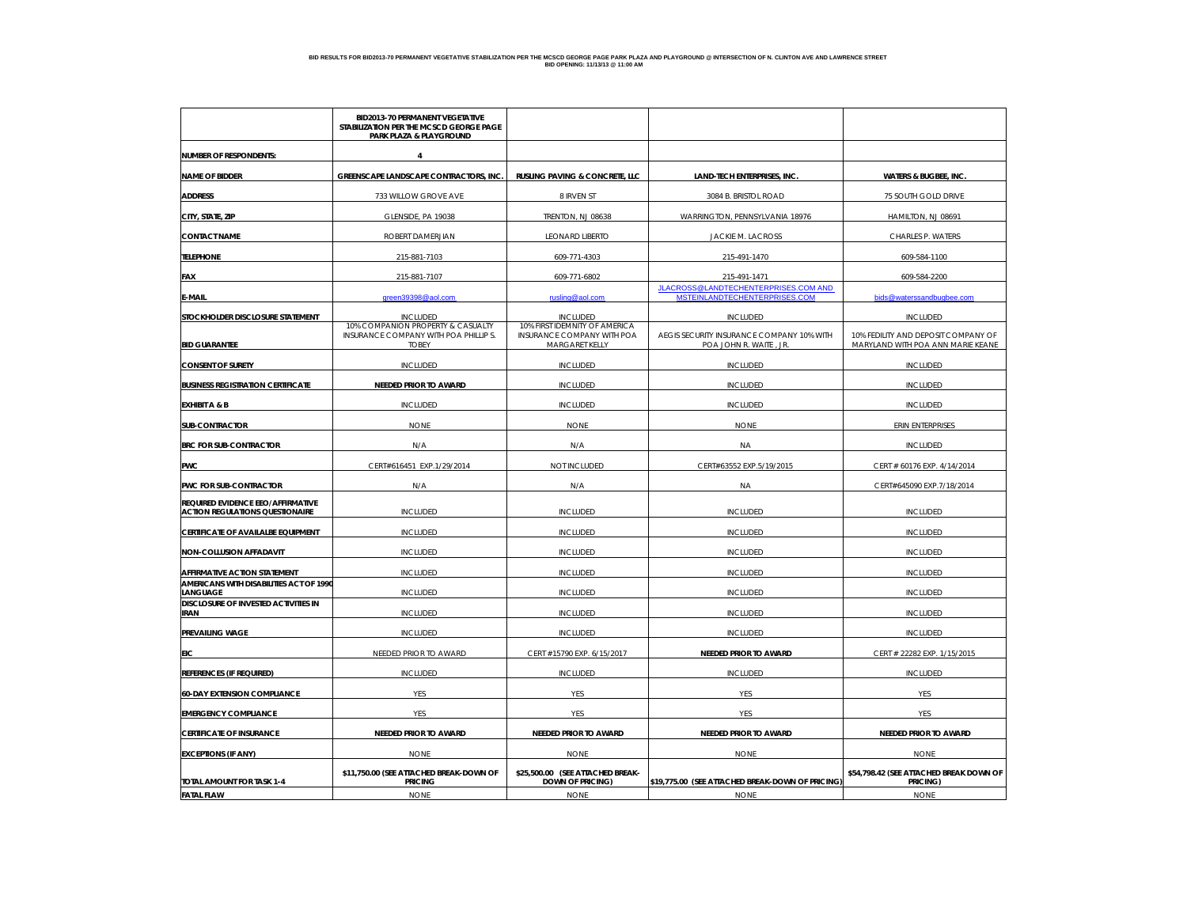**BID RESULTS FOR BID2013-70 PERMANENT VEGETATIVE STABILIZATION PER THE MCSCD GEORGE PAGE PARK PLAZA AND PLAYGROUND @ INTERSECTION OF N. CLINTON AVE AND LAWRENCE STREET**
**BID OPENING: 11/13/13 @ 11:00 AM**

| | BID2013-70 PERMANENT VEGETATIVE STABILIZATION PER THE MCSCD GEORGE PAGE PARK PLAZA & PLAYGROUND | | | |
|---|---|---|---|---|
| NUMBER OF RESPONDENTS: | 4 | | | |
| NAME OF BIDDER | GREENSCAPE LANDSCAPE CONTRACTORS, INC. | RUSLING PAVING & CONCRETE, LLC | LAND-TECH ENTERPRISES, INC. | WATERS & BUGBEE, INC. |
| ADDRESS | 733 WILLOW GROVE AVE | 8 IRVEN ST | 3084 B. BRISTOL ROAD | 75 SOUTH GOLD DRIVE |
| CITY, STATE, ZIP | GLENSIDE, PA 19038 | TRENTON, NJ 08638 | WARRINGTON, PENNSYLVANIA 18976 | HAMILTON, NJ 08691 |
| CONTACT NAME | ROBERT DAMERJIAN | LEONARD LIBERTO | JACKIE M. LACROSS | CHARLES P. WATERS |
| TELEPHONE | 215-881-7103 | 609-771-4303 | 215-491-1470 | 609-584-1100 |
| FAX | 215-881-7107 | 609-771-6802 | 215-491-1471 | 609-584-2200 |
| E-MAIL | green39398@aol.com | rusling@aol.com | JLACROSS@LANDTECHENTERPRISES.COM AND MSTEINLANDTECHENTERPRISES.COM | bids@waterssandbugbee.com |
| STOCKHOLDER DISCLOSURE STATEMENT | INCLUDED | INCLUDED | INCLUDED | INCLUDED |
| BID GUARANTEE | 10% COMPANION PROPERTY & CASUALTY INSURANCE COMPANY WITH POA PHILLIP S. TOBEY | 10% FIRST IDEMNITY OF AMERICA INSURANCE COMPANY WITH POA MARGARET KELLY | AEGIS SECURITY INSURANCE COMPANY 10% WITH POA JOHN R. WAITE, JR. | 10% FEDILITY AND DEPOSIT COMPANY OF MARYLAND WITH POA ANN MARIE KEANE |
| CONSENT OF SURETY | INCLUDED | INCLUDED | INCLUDED | INCLUDED |
| BUSINESS REGISTRATION CERTIFICATE | NEEDED PRIOR TO AWARD | INCLUDED | INCLUDED | INCLUDED |
| EXHIBIT A & B | INCLUDED | INCLUDED | INCLUDED | INCLUDED |
| SUB-CONTRACTOR | NONE | NONE | NONE | ERIN ENTERPRISES |
| BRC FOR SUB-CONTRACTOR | N/A | N/A | NA | INCLUDED |
| PWC | CERT#616451 EXP.1/29/2014 | NOT INCLUDED | CERT#63552 EXP.5/19/2015 | CERT # 60176 EXP. 4/14/2014 |
| PWC FOR SUB-CONTRACTOR | N/A | N/A | NA | CERT#645090 EXP.7/18/2014 |
| REQUIRED EVIDENCE EEO/AFFIRMATIVE ACTION REGULATIONS QUESTIONAIRE | INCLUDED | INCLUDED | INCLUDED | INCLUDED |
| CERTIFICATE OF AVAILALBE EQUIPMENT | INCLUDED | INCLUDED | INCLUDED | INCLUDED |
| NON-COLLUSION AFFADAVIT | INCLUDED | INCLUDED | INCLUDED | INCLUDED |
| AFFIRMATIVE ACTION STATEMENT | INCLUDED | INCLUDED | INCLUDED | INCLUDED |
| AMERICANS WITH DISABILITIES ACT OF 1990 LANGUAGE | INCLUDED | INCLUDED | INCLUDED | INCLUDED |
| DISCLOSURE OF INVESTED ACTIVITIES IN IRAN | INCLUDED | INCLUDED | INCLUDED | INCLUDED |
| PREVAILING WAGE | INCLUDED | INCLUDED | INCLUDED | INCLUDED |
| EIC | NEEDED PRIOR TO AWARD | CERT #15790 EXP. 6/15/2017 | NEEDED PRIOR TO AWARD | CERT # 22282 EXP. 1/15/2015 |
| REFERENCES (IF REQUIRED) | INCLUDED | INCLUDED | INCLUDED | INCLUDED |
| 60-DAY EXTENSION COMPLIANCE | YES | YES | YES | YES |
| EMERGENCY COMPLIANCE | YES | YES | YES | YES |
| CERTIFICATE OF INSURANCE | NEEDED PRIOR TO AWARD | NEEDED PRIOR TO AWARD | NEEDED PRIOR TO AWARD | NEEDED PRIOR TO AWARD |
| EXCEPTIONS (IF ANY) | NONE | NONE | NONE | NONE |
| TOTAL AMOUNT FOR TASK 1-4 | $11,750.00 (SEE ATTACHED BREAK-DOWN OF PRICING | $25,500.00 (SEE ATTACHED BREAK-DOWN OF PRICING) | $19,775.00 (SEE ATTACHED BREAK-DOWN OF PRICING) | $54,798.42 (SEE ATTACHED BREAK DOWN OF PRICING) |
| FATAL FLAW | NONE | NONE | NONE | NONE |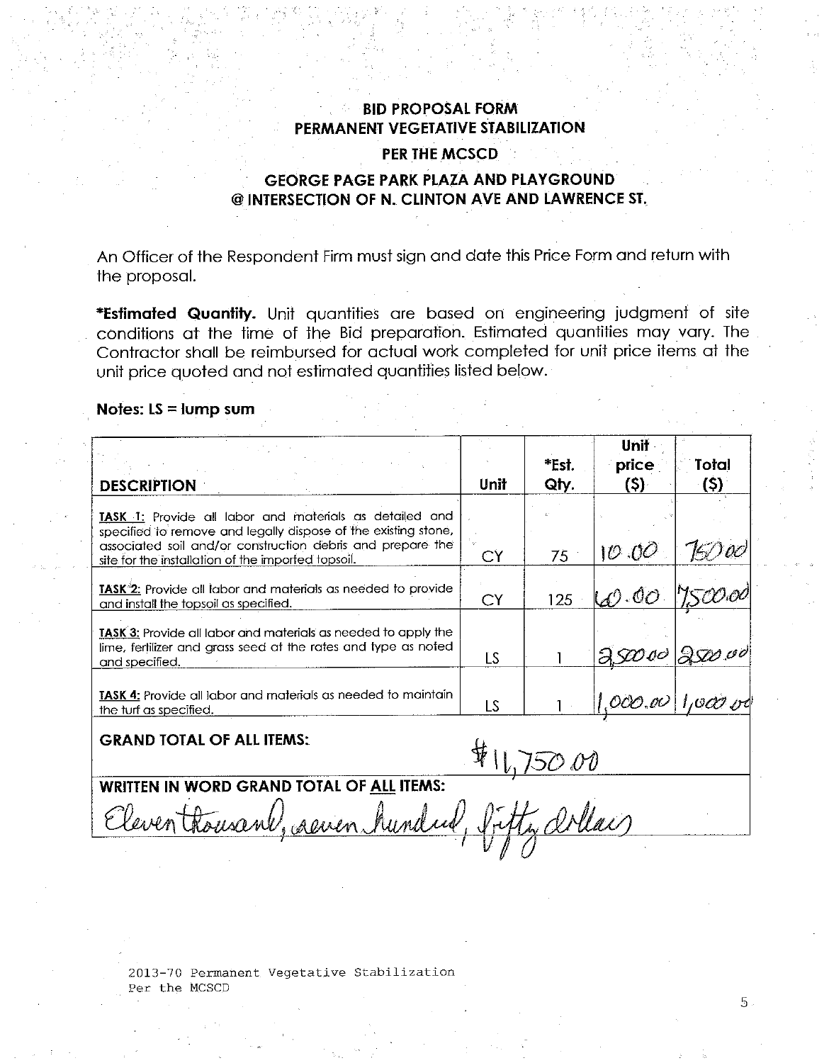# BID PROPOSAL FORM
## PERMANENT VEGETATIVE STABILIZATION
## PER THE MCSCD
## GEORGE PAGE PARK PLAZA AND PLAYGROUND @ INTERSECTION OF N. CLINTON AVE AND LAWRENCE ST.

An Officer of the Respondent Firm must sign and date this Price Form and return with the proposal.

***Estimated Quantity.** Unit quantities are based on engineering judgment of site conditions at the time of the Bid preparation. Estimated quantities may vary. The Contractor shall be reimbursed for actual work completed for unit price items at the unit price quoted and not estimated quantities listed below.

**Notes: LS = lump sum**

| DESCRIPTION | Unit | *Est. Qty. | Unit price ($) | Total ($) |
|---|---|---|---|---|
| **TASK 1:** Provide all labor and materials as detailed and specified to remove and legally dispose of the existing stone, associated soil and/or construction debris and prepare the site for the installation of the imported topsoil. | CY | 75 | 10.00 | 750.00 |
| **TASK 2:** Provide all labor and materials as needed to provide and install the topsoil as specified. | CY | 125 | 60.00 | 7,500.00 |
| **TASK 3:** Provide all labor and materials as needed to apply the lime, fertilizer and grass seed at the rates and type as noted and specified. | LS | 1 | 2,500.00 | 2,500.00 |
| **TASK 4:** Provide all labor and materials as needed to maintain the turf as specified. | LS | 1 | 1,000.00 | 1,000.00 |
| **GRAND TOTAL OF ALL ITEMS:** | $11,750.00 | | | |
| **WRITTEN IN WORD GRAND TOTAL OF ALL ITEMS:** Eleven thousand, seven hundred, fifty dollars | | | | |

2013-70 Permanent Vegetative Stabilization Per the MCSCD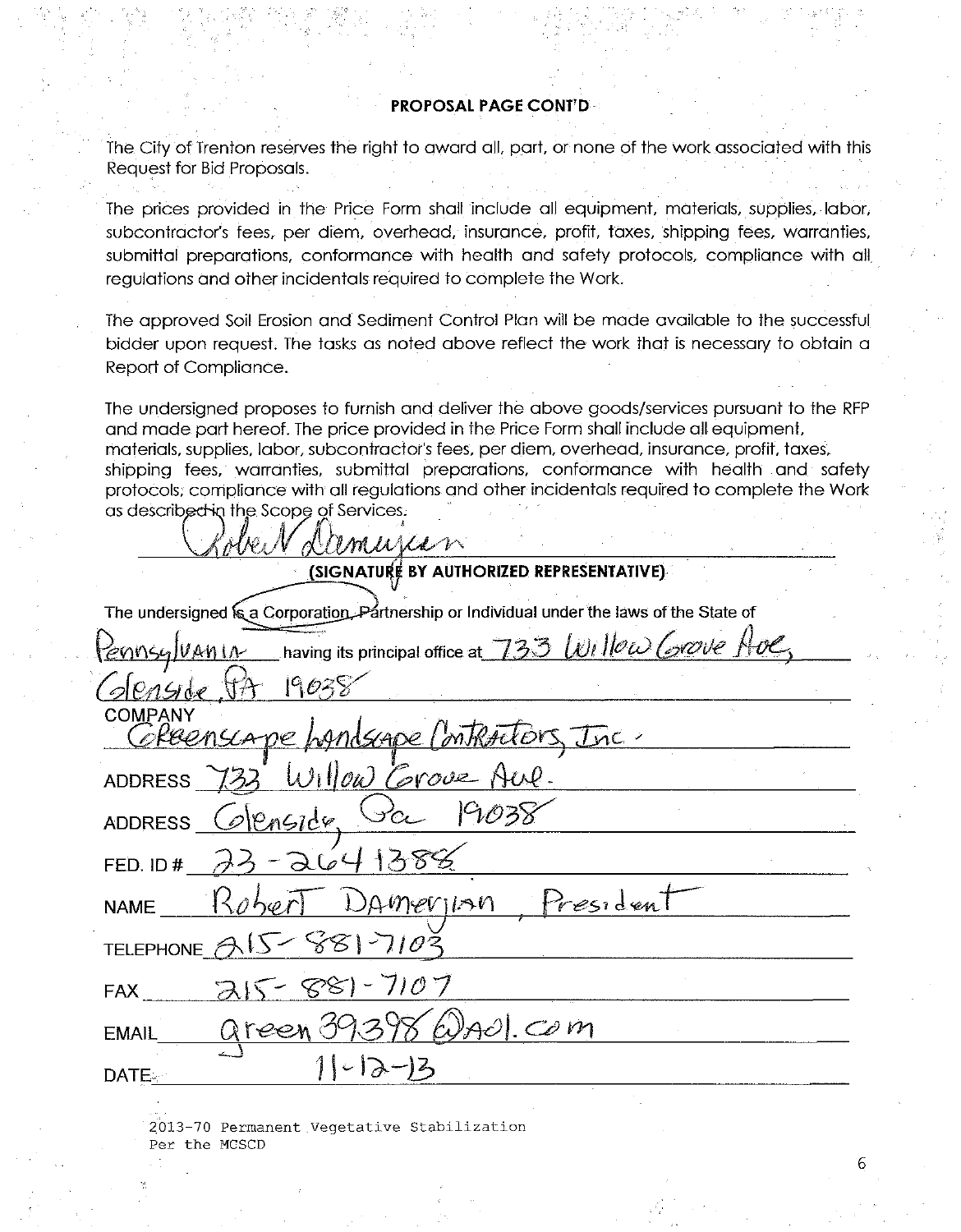**PROPOSAL PAGE CONT'D**

The City of Trenton reserves the right to award all, part, or none of the work associated with this Request for Bid Proposals.

The prices provided in the Price Form shall include all equipment, materials, supplies, labor, subcontractor's fees, per diem, overhead, insurance, profit, taxes, shipping fees, warranties, submittal preparations, conformance with health and safety protocols, compliance with all regulations and other incidentals required to complete the Work.

The approved Soil Erosion and Sediment Control Plan will be made available to the successful bidder upon request. The tasks as noted above reflect the work that is necessary to obtain a Report of Compliance.

The undersigned proposes to furnish and deliver the above goods/services pursuant to the RFP and made part hereof. The price provided in the Price Form shall include all equipment, materials, supplies, labor, subcontractor's fees, per diem, overhead, insurance, profit, taxes, shipping fees, warranties, submittal preparations, conformance with health and safety protocols, compliance with all regulations and other incidentals required to complete the Work as described in the Scope of Services.

Robert Damerjian

**(SIGNATURE BY AUTHORIZED REPRESENTATIVE)**

The undersigned is a Corporation, Partnership or Individual under the laws of the State of Pennsylvania having its principal office at 733 Willow Grove Ave, Glenside, PA 19038

COMPANY Greenscape Landscape Contractors, Inc.

ADDRESS 733 Willow Grove Ave.

ADDRESS Glenside, Pa 19038

FED. ID # 23-2641388

NAME Robert Damerjian, President

TELEPHONE 215-881-7103

FAX 215-881-7107

EMAIL green39398@aol.com

DATE 11-12-13

2013-70 Permanent Vegetative Stabilization
Per the MCSCD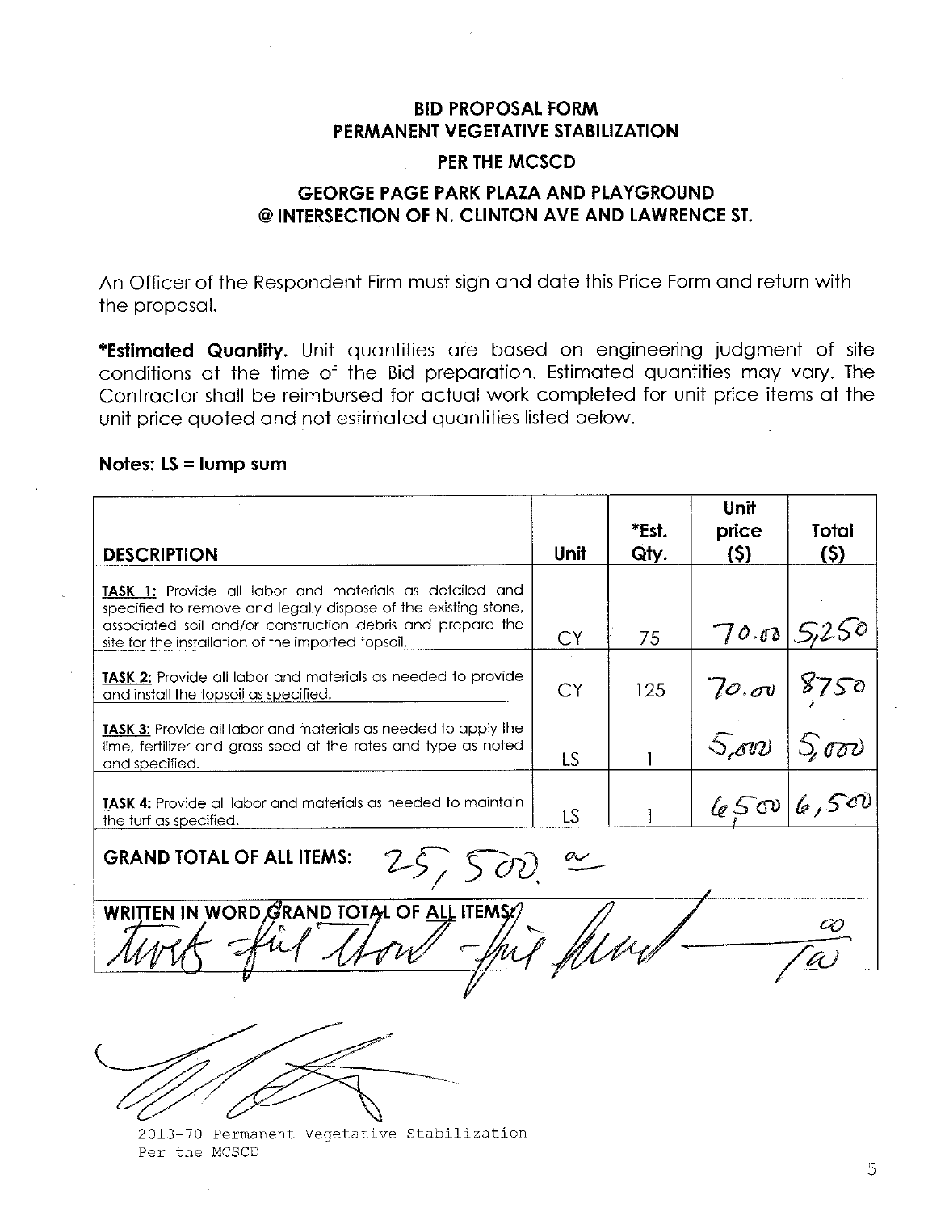**BID PROPOSAL FORM**
**PERMANENT VEGETATIVE STABILIZATION**
**PER THE MCSCD**
**GEORGE PAGE PARK PLAZA AND PLAYGROUND**
**@ INTERSECTION OF N. CLINTON AVE AND LAWRENCE ST.**

An Officer of the Respondent Firm must sign and date this Price Form and return with the proposal.

***Estimated Quantity.** Unit quantities are based on engineering judgment of site conditions at the time of the Bid preparation. Estimated quantities may vary. The Contractor shall be reimbursed for actual work completed for unit price items at the unit price quoted and not estimated quantities listed below.

**Notes: LS = lump sum**

| DESCRIPTION | Unit | *Est. Qty. | Unit price ($) | Total ($) |
|---|---|---|---|---|
| **TASK 1:** Provide all labor and materials as detailed and specified to remove and legally dispose of the existing stone, associated soil and/or construction debris and prepare the site for the installation of the imported topsoil. | CY | 75 | 70.00 | 5,250 |
| **TASK 2:** Provide all labor and materials as needed to provide and install the topsoil as specified. | CY | 125 | 70.00 | 8750 |
| **TASK 3:** Provide all labor and materials as needed to apply the lime, fertilizer and grass seed at the rates and type as noted and specified. | LS | 1 | 5,000 | 5,000 |
| **TASK 4:** Provide all labor and materials as needed to maintain the turf as specified. | LS | 1 | 6,500 | 6,500 |
| **GRAND TOTAL OF ALL ITEMS:** 25,500.00 | | | | |
| **WRITTEN IN WORD GRAND TOTAL OF ALL ITEMS:** twenty-five thousand-five hundred —— 00/100 | | | | |

2013-70 Permanent Vegetative Stabilization
Per the MCSCD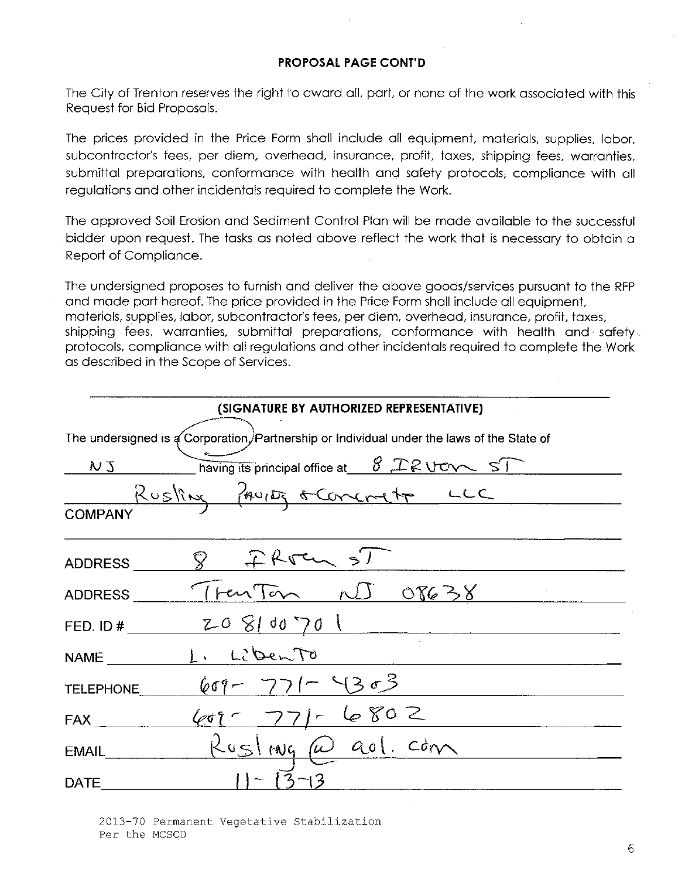**PROPOSAL PAGE CONT'D**

The City of Trenton reserves the right to award all, part, or none of the work associated with this Request for Bid Proposals.

The prices provided in the Price Form shall include all equipment, materials, supplies, labor, subcontractor's fees, per diem, overhead, insurance, profit, taxes, shipping fees, warranties, submittal preparations, conformance with health and safety protocols, compliance with all regulations and other incidentals required to complete the Work.

The approved Soil Erosion and Sediment Control Plan will be made available to the successful bidder upon request. The tasks as noted above reflect the work that is necessary to obtain a Report of Compliance.

The undersigned proposes to furnish and deliver the above goods/services pursuant to the RFP and made part hereof. The price provided in the Price Form shall include all equipment, materials, supplies, labor, subcontractor's fees, per diem, overhead, insurance, profit, taxes, shipping fees, warranties, submittal preparations, conformance with health and safety protocols, compliance with all regulations and other incidentals required to complete the Work as described in the Scope of Services.

______________________________

**(SIGNATURE BY AUTHORIZED REPRESENTATIVE)**

The undersigned is a Corporation, Partnership or Individual under the laws of the State of NJ having its principal office at 8 IRVEN ST

COMPANY: Rusling Paving & Concrete LLC

ADDRESS: 8 IRVEN ST

ADDRESS: Trenton NJ 08638

FED. ID #: 208100701

NAME: L. LiBento

TELEPHONE: 609-771-4303

FAX: 609-771-6802

EMAIL: Ruslpng@aol.com

DATE: 11-13-13

2013-70 Permanent Vegetative Stabilization
Per the MCSCD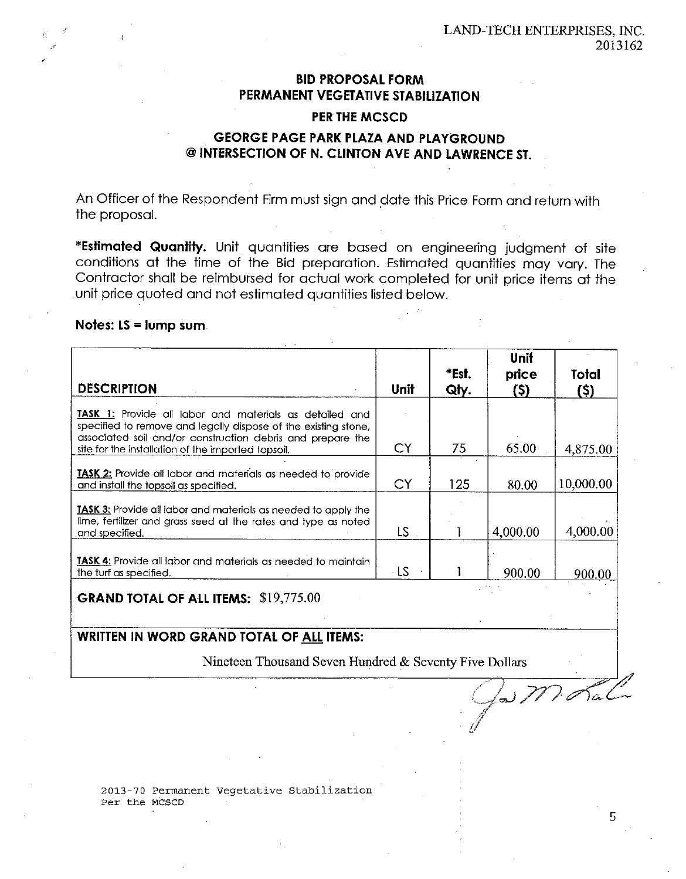LAND-TECH ENTERPRISES, INC.
2013162

# BID PROPOSAL FORM
# PERMANENT VEGETATIVE STABILIZATION
## PER THE MCSCD
## GEORGE PAGE PARK PLAZA AND PLAYGROUND @ INTERSECTION OF N. CLINTON AVE AND LAWRENCE ST.

An Officer of the Respondent Firm must sign and date this Price Form and return with the proposal.

***Estimated Quantity.** Unit quantities are based on engineering judgment of site conditions at the time of the Bid preparation. Estimated quantities may vary. The Contractor shall be reimbursed for actual work completed for unit price items at the unit price quoted and not estimated quantities listed below.

**Notes: LS = lump sum**

| DESCRIPTION | Unit | *Est. Qty. | Unit price ($) | Total ($) |
|---|---|---|---|---|
| **TASK 1:** Provide all labor and materials as detailed and specified to remove and legally dispose of the existing stone, associated soil and/or construction debris and prepare the site for the installation of the imported topsoil. | CY | 75 | 65.00 | 4,875.00 |
| **TASK 2:** Provide all labor and materials as needed to provide and install the topsoil as specified. | CY | 125 | 80.00 | 10,000.00 |
| **TASK 3:** Provide all labor and materials as needed to apply the lime, fertilizer and grass seed at the rates and type as noted and specified. | LS | 1 | 4,000.00 | 4,000.00 |
| **TASK 4:** Provide all labor and materials as needed to maintain the turf as specified. | LS | 1 | 900.00 | 900.00 |
| **GRAND TOTAL OF ALL ITEMS:** $19,775.00 | | | | |
| **WRITTEN IN WORD GRAND TOTAL OF ALL ITEMS:** Nineteen Thousand Seven Hundred & Seventy Five Dollars | | | | |

2013-70 Permanent Vegetative Stabilization
Per the MCSCD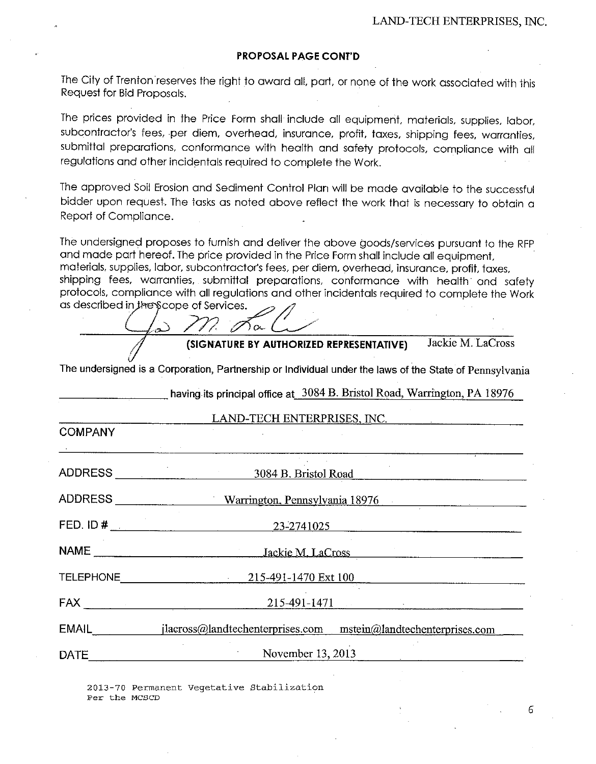**PROPOSAL PAGE CONT'D**

The City of Trenton reserves the right to award all, part, or none of the work associated with this Request for Bid Proposals.

The prices provided in the Price Form shall include all equipment, materials, supplies, labor, subcontractor's fees, per diem, overhead, insurance, profit, taxes, shipping fees, warranties, submittal preparations, conformance with health and safety protocols, compliance with all regulations and other incidentals required to complete the Work.

The approved Soil Erosion and Sediment Control Plan will be made available to the successful bidder upon request. The tasks as noted above reflect the work that is necessary to obtain a Report of Compliance.

The undersigned proposes to furnish and deliver the above goods/services pursuant to the RFP and made part hereof. The price provided in the Price Form shall include all equipment, materials, supplies, labor, subcontractor's fees, per diem, overhead, insurance, profit, taxes, shipping fees, warranties, submittal preparations, conformance with health and safety protocols, compliance with all regulations and other incidentals required to complete the Work as described in the Scope of Services.

**(SIGNATURE BY AUTHORIZED REPRESENTATIVE)** Jackie M. LaCross

The undersigned is a Corporation, Partnership or Individual under the laws of the State of Pennsylvania

having its principal office at 3084 B. Bristol Road, Warrington, PA 18976

COMPANY: LAND-TECH ENTERPRISES, INC.

ADDRESS: 3084 B. Bristol Road

ADDRESS: Warrington, Pennsylvania 18976

FED. ID #: 23-2741025

NAME: Jackie M. LaCross

TELEPHONE: 215-491-1470 Ext 100

FAX: 215-491-1471

EMAIL: jlacross@landtechenterprises.com mstein@landtechenterprises.com

DATE: November 13, 2013

2013-70 Permanent Vegetative Stabilization
Per the MCSCD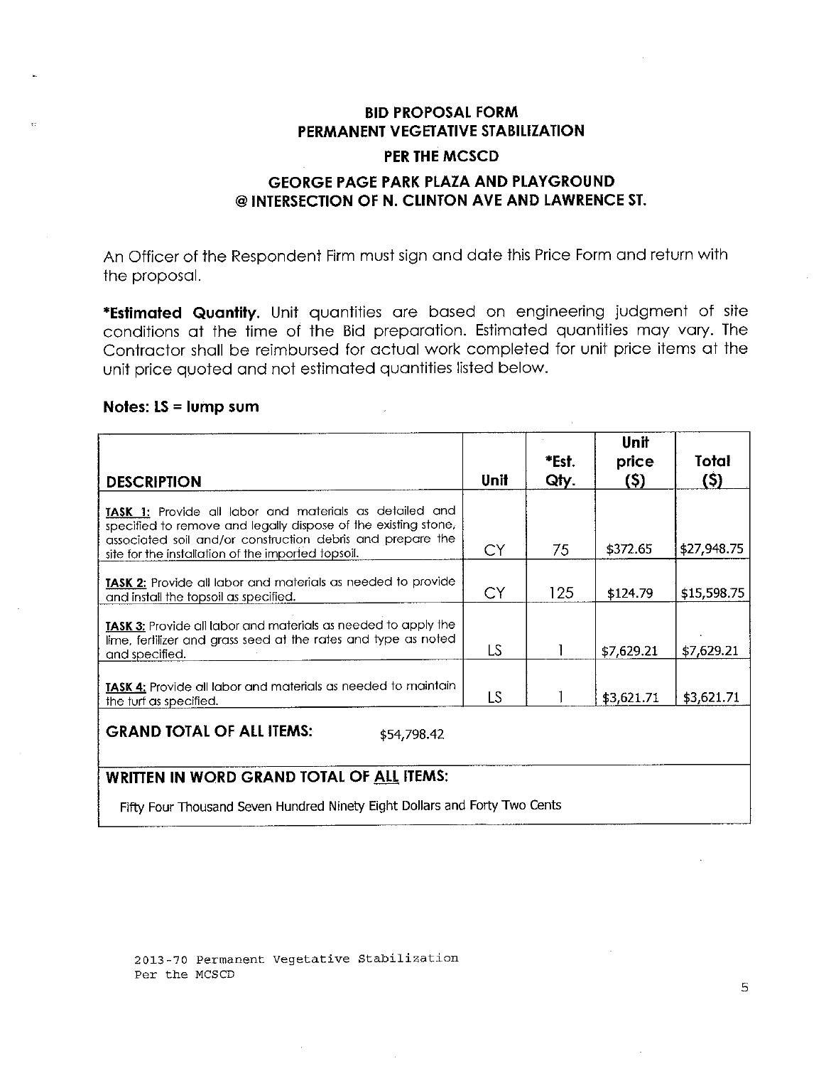# BID PROPOSAL FORM
## PERMANENT VEGETATIVE STABILIZATION
## PER THE MCSCD
## GEORGE PAGE PARK PLAZA AND PLAYGROUND @ INTERSECTION OF N. CLINTON AVE AND LAWRENCE ST.

An Officer of the Respondent Firm must sign and date this Price Form and return with the proposal.

***Estimated Quantity.** Unit quantities are based on engineering judgment of site conditions at the time of the Bid preparation. Estimated quantities may vary. The Contractor shall be reimbursed for actual work completed for unit price items at the unit price quoted and not estimated quantities listed below.

**Notes: LS = lump sum**

| DESCRIPTION | Unit | *Est. Qty. | Unit price ($) | Total ($) |
|---|---|---|---|---|
| **TASK 1:** Provide all labor and materials as detailed and specified to remove and legally dispose of the existing stone, associated soil and/or construction debris and prepare the site for the installation of the imported topsoil. | CY | 75 | $372.65 | $27,948.75 |
| **TASK 2:** Provide all labor and materials as needed to provide and install the topsoil as specified. | CY | 125 | $124.79 | $15,598.75 |
| **TASK 3:** Provide all labor and materials as needed to apply the lime, fertilizer and grass seed at the rates and type as noted and specified. | LS | 1 | $7,629.21 | $7,629.21 |
| **TASK 4:** Provide all labor and materials as needed to maintain the turf as specified. | LS | 1 | $3,621.71 | $3,621.71 |
| **GRAND TOTAL OF ALL ITEMS:** $54,798.42 | | | | |
| **WRITTEN IN WORD GRAND TOTAL OF ALL ITEMS:** Fifty Four Thousand Seven Hundred Ninety Eight Dollars and Forty Two Cents | | | | |

2013-70 Permanent Vegetative Stabilization
Per the MCSCD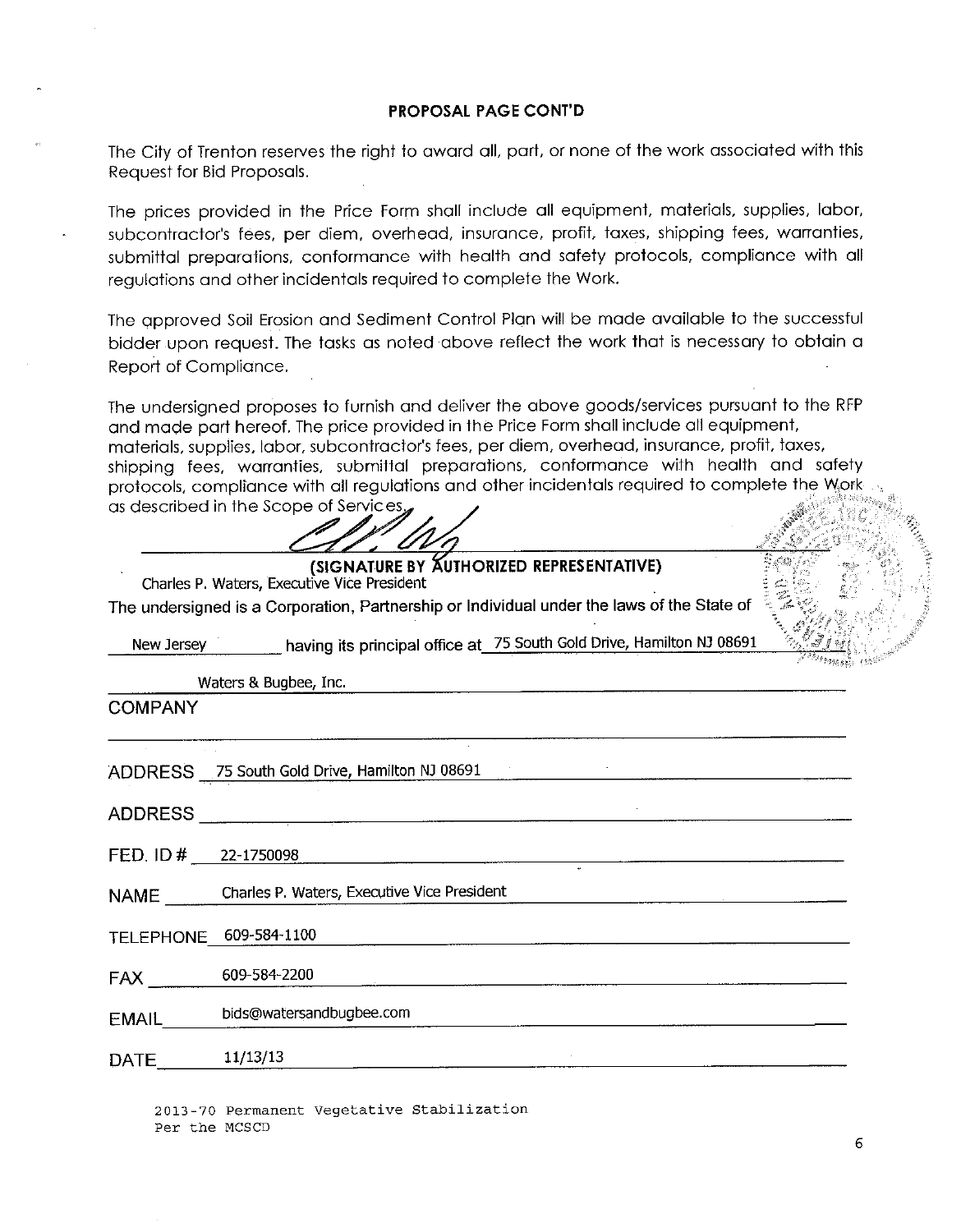**PROPOSAL PAGE CONT'D**

The City of Trenton reserves the right to award all, part, or none of the work associated with this Request for Bid Proposals.

The prices provided in the Price Form shall include all equipment, materials, supplies, labor, subcontractor's fees, per diem, overhead, insurance, profit, taxes, shipping fees, warranties, submittal preparations, conformance with health and safety protocols, compliance with all regulations and other incidentals required to complete the Work.

The approved Soil Erosion and Sediment Control Plan will be made available to the successful bidder upon request. The tasks as noted above reflect the work that is necessary to obtain a Report of Compliance.

The undersigned proposes to furnish and deliver the above goods/services pursuant to the RFP and made part hereof. The price provided in the Price Form shall include all equipment, materials, supplies, labor, subcontractor's fees, per diem, overhead, insurance, profit, taxes, shipping fees, warranties, submittal preparations, conformance with health and safety protocols, compliance with all regulations and other incidentals required to complete the Work as described in the Scope of Services.

**(SIGNATURE BY AUTHORIZED REPRESENTATIVE)**
Charles P. Waters, Executive Vice President

The undersigned is a Corporation, Partnership or Individual under the laws of the State of New Jersey having its principal office at 75 South Gold Drive, Hamilton NJ 08691

Waters & Bugbee, Inc.
COMPANY

ADDRESS 75 South Gold Drive, Hamilton NJ 08691

ADDRESS

FED. ID # 22-1750098

NAME Charles P. Waters, Executive Vice President

TELEPHONE 609-584-1100

FAX 609-584-2200

EMAIL bids@watersandbugbee.com

DATE 11/13/13

2013-70 Permanent Vegetative Stabilization
Per the MCSCD